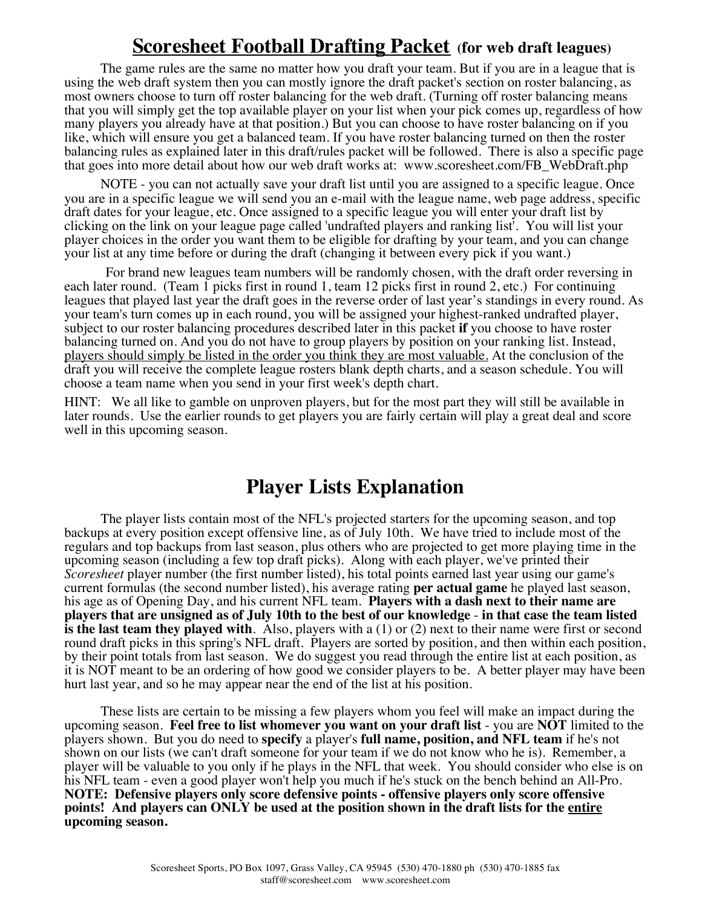# Scoresheet Football Drafting Packet (for web draft leagues)

The game rules are the same no matter how you draft your team. But if you are in a league that is using the web draft system then you can mostly ignore the draft packet's section on roster balancing, as most owners choose to turn off roster balancing for the web draft. (Turning off roster balancing means that you will simply get the top available player on your list when your pick comes up, regardless of how many players you already have at that position.) But you can choose to have roster balancing on if you like, which will ensure you get a balanced team. If you have roster balancing turned on then the roster balancing rules as explained later in this draft/rules packet will be followed. There is also a specific page that goes into more detail about how our web draft works at: www.scoresheet.com/FB_WebDraft.php

NOTE - you can not actually save your draft list until you are assigned to a specific league. Once you are in a specific league we will send you an e-mail with the league name, web page address, specific draft dates for your league, etc. Once assigned to a specific league you will enter your draft list by clicking on the link on your league page called 'undrafted players and ranking list'. You will list your player choices in the order you want them to be eligible for drafting by your team, and you can change your list at any time before or during the draft (changing it between every pick if you want.)

For brand new leagues team numbers will be randomly chosen, with the draft order reversing in each later round. (Team 1 picks first in round 1, team 12 picks first in round 2, etc.) For continuing leagues that played last year the draft goes in the reverse order of last year's standings in every round. As your team's turn comes up in each round, you will be assigned your highest-ranked undrafted player, subject to our roster balancing procedures described later in this packet **if** you choose to have roster balancing turned on. And you do not have to group players by position on your ranking list. Instead, <u>players should simply be listed in the order you think they are most valuable.</u> At the conclusion of the draft you will receive the complete league rosters blank depth charts, and a season schedule. You will choose a team name when you send in your first week's depth chart.

HINT: We all like to gamble on unproven players, but for the most part they will still be available in later rounds. Use the earlier rounds to get players you are fairly certain will play a great deal and score well in this upcoming season.

# Player Lists Explanation

The player lists contain most of the NFL's projected starters for the upcoming season, and top backups at every position except offensive line, as of July 10th. We have tried to include most of the regulars and top backups from last season, plus others who are projected to get more playing time in the upcoming season (including a few top draft picks). Along with each player, we've printed their *Scoresheet* player number (the first number listed), his total points earned last year using our game's current formulas (the second number listed), his average rating **per actual game** he played last season, his age as of Opening Day, and his current NFL team. **Players with a dash next to their name are players that are unsigned as of July 10th to the best of our knowledge** - **in that case the team listed is the last team they played with**. Also, players with a (1) or (2) next to their name were first or second round draft picks in this spring's NFL draft. Players are sorted by position, and then within each position, by their point totals from last season. We do suggest you read through the entire list at each position, as it is NOT meant to be an ordering of how good we consider players to be. A better player may have been hurt last year, and so he may appear near the end of the list at his position.

These lists are certain to be missing a few players whom you feel will make an impact during the upcoming season. **Feel free to list whomever you want on your draft list** - you are **NOT** limited to the players shown. But you do need to **specify** a player's **full name, position, and NFL team** if he's not shown on our lists (we can't draft someone for your team if we do not know who he is). Remember, a player will be valuable to you only if he plays in the NFL that week. You should consider who else is on his NFL team - even a good player won't help you much if he's stuck on the bench behind an All-Pro. **NOTE: Defensive players only score defensive points - offensive players only score offensive points! And players can ONLY be used at the position shown in the draft lists for the <u>entire</u> upcoming season.**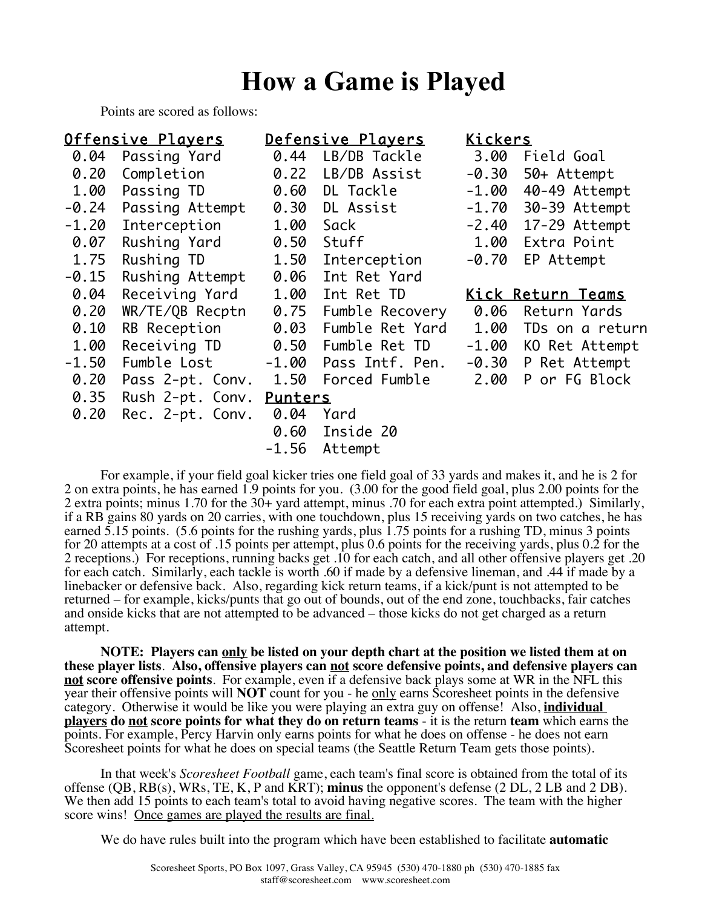# How a Game is Played

Points are scored as follows:

**Offensive Players**

| Points | Category |
|---|---|
| 0.04 | Passing Yard |
| 0.20 | Completion |
| 1.00 | Passing TD |
| -0.24 | Passing Attempt |
| -1.20 | Interception |
| 0.07 | Rushing Yard |
| 1.75 | Rushing TD |
| -0.15 | Rushing Attempt |
| 0.04 | Receiving Yard |
| 0.20 | WR/TE/QB Recptn |
| 0.10 | RB Reception |
| 1.00 | Receiving TD |
| -1.50 | Fumble Lost |
| 0.20 | Pass 2-pt. Conv. |
| 0.35 | Rush 2-pt. Conv. |
| 0.20 | Rec. 2-pt. Conv. |

**Defensive Players**

| Points | Category |
|---|---|
| 0.44 | LB/DB Tackle |
| 0.22 | LB/DB Assist |
| 0.60 | DL Tackle |
| 0.30 | DL Assist |
| 1.00 | Sack |
| 0.50 | Stuff |
| 1.50 | Interception |
| 0.06 | Int Ret Yard |
| 1.00 | Int Ret TD |
| 0.75 | Fumble Recovery |
| 0.03 | Fumble Ret Yard |
| 0.50 | Fumble Ret TD |
| -1.00 | Pass Intf. Pen. |
| 1.50 | Forced Fumble |

**Punters**

| Points | Category |
|---|---|
| 0.04 | Yard |
| 0.60 | Inside 20 |
| -1.56 | Attempt |

**Kickers**

| Points | Category |
|---|---|
| 3.00 | Field Goal |
| -0.30 | 50+ Attempt |
| -1.00 | 40-49 Attempt |
| -1.70 | 30-39 Attempt |
| -2.40 | 17-29 Attempt |
| 1.00 | Extra Point |
| -0.70 | EP Attempt |

**Kick Return Teams**

| Points | Category |
|---|---|
| 0.06 | Return Yards |
| 1.00 | TDs on a return |
| -1.00 | KO Ret Attempt |
| -0.30 | P Ret Attempt |
| 2.00 | P or FG Block |

For example, if your field goal kicker tries one field goal of 33 yards and makes it, and he is 2 for 2 on extra points, he has earned 1.9 points for you. (3.00 for the good field goal, plus 2.00 points for the 2 extra points; minus 1.70 for the 30+ yard attempt, minus .70 for each extra point attempted.) Similarly, if a RB gains 80 yards on 20 carries, with one touchdown, plus 15 receiving yards on two catches, he has earned 5.15 points. (5.6 points for the rushing yards, plus 1.75 points for a rushing TD, minus 3 points for 20 attempts at a cost of .15 points per attempt, plus 0.6 points for the receiving yards, plus 0.2 for the 2 receptions.) For receptions, running backs get .10 for each catch, and all other offensive players get .20 for each catch. Similarly, each tackle is worth .60 if made by a defensive lineman, and .44 if made by a linebacker or defensive back. Also, regarding kick return teams, if a kick/punt is not attempted to be returned – for example, kicks/punts that go out of bounds, out of the end zone, touchbacks, fair catches and onside kicks that are not attempted to be advanced – those kicks do not get charged as a return attempt.

**NOTE: Players can only be listed on your depth chart at the position we listed them at on these player lists**. **Also, offensive players can not score defensive points, and defensive players can not score offensive points**. For example, even if a defensive back plays some at WR in the NFL this year their offensive points will **NOT** count for you - he only earns Scoresheet points in the defensive category. Otherwise it would be like you were playing an extra guy on offense! Also, **individual players do not score points for what they do on return teams** - it is the return **team** which earns the points. For example, Percy Harvin only earns points for what he does on offense - he does not earn Scoresheet points for what he does on special teams (the Seattle Return Team gets those points).

In that week's *Scoresheet Football* game, each team's final score is obtained from the total of its offense (QB, RB(s), WRs, TE, K, P and KRT); **minus** the opponent's defense (2 DL, 2 LB and 2 DB). We then add 15 points to each team's total to avoid having negative scores. The team with the higher score wins! Once games are played the results are final.

We do have rules built into the program which have been established to facilitate **automatic**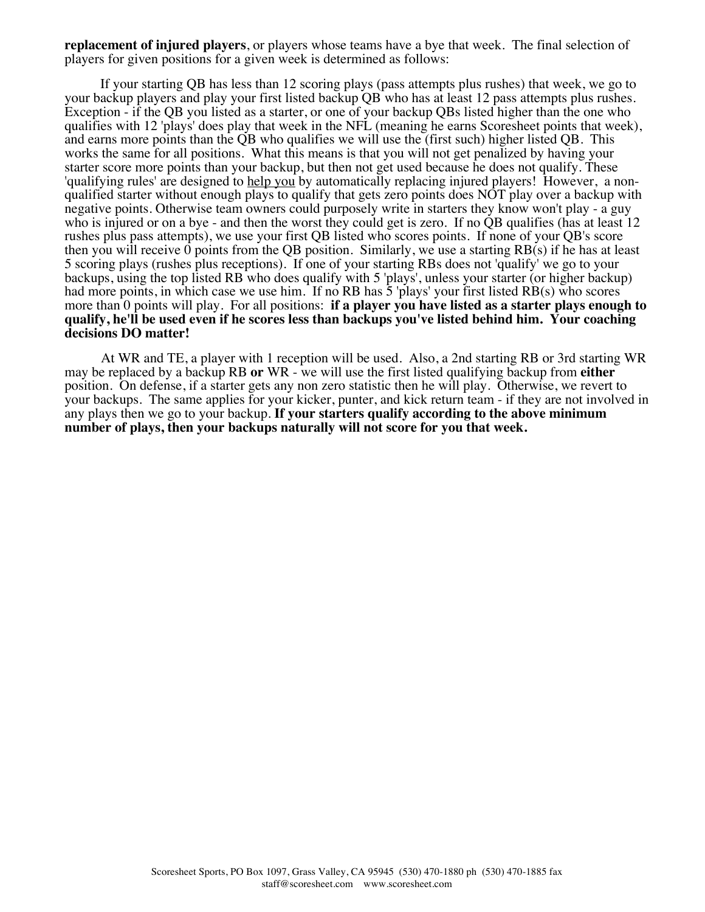**replacement of injured players**, or players whose teams have a bye that week. The final selection of players for given positions for a given week is determined as follows:

If your starting QB has less than 12 scoring plays (pass attempts plus rushes) that week, we go to your backup players and play your first listed backup QB who has at least 12 pass attempts plus rushes. Exception - if the QB you listed as a starter, or one of your backup QBs listed higher than the one who qualifies with 12 'plays' does play that week in the NFL (meaning he earns Scoresheet points that week), and earns more points than the QB who qualifies we will use the (first such) higher listed QB. This works the same for all positions. What this means is that you will not get penalized by having your starter score more points than your backup, but then not get used because he does not qualify. These 'qualifying rules' are designed to <u>help you</u> by automatically replacing injured players! However, a non-qualified starter without enough plays to qualify that gets zero points does NOT play over a backup with negative points. Otherwise team owners could purposely write in starters they know won't play - a guy who is injured or on a bye - and then the worst they could get is zero. If no QB qualifies (has at least 12 rushes plus pass attempts), we use your first QB listed who scores points. If none of your QB's score then you will receive 0 points from the QB position. Similarly, we use a starting RB(s) if he has at least 5 scoring plays (rushes plus receptions). If one of your starting RBs does not 'qualify' we go to your backups, using the top listed RB who does qualify with 5 'plays', unless your starter (or higher backup) had more points, in which case we use him. If no RB has 5 'plays' your first listed RB(s) who scores more than 0 points will play. For all positions: **if a player you have listed as a starter plays enough to qualify, he'll be used even if he scores less than backups you've listed behind him. Your coaching decisions DO matter!**

At WR and TE, a player with 1 reception will be used. Also, a 2nd starting RB or 3rd starting WR may be replaced by a backup RB **or** WR - we will use the first listed qualifying backup from **either** position. On defense, if a starter gets any non zero statistic then he will play. Otherwise, we revert to your backups. The same applies for your kicker, punter, and kick return team - if they are not involved in any plays then we go to your backup. **If your starters qualify according to the above minimum number of plays, then your backups naturally will not score for you that week.**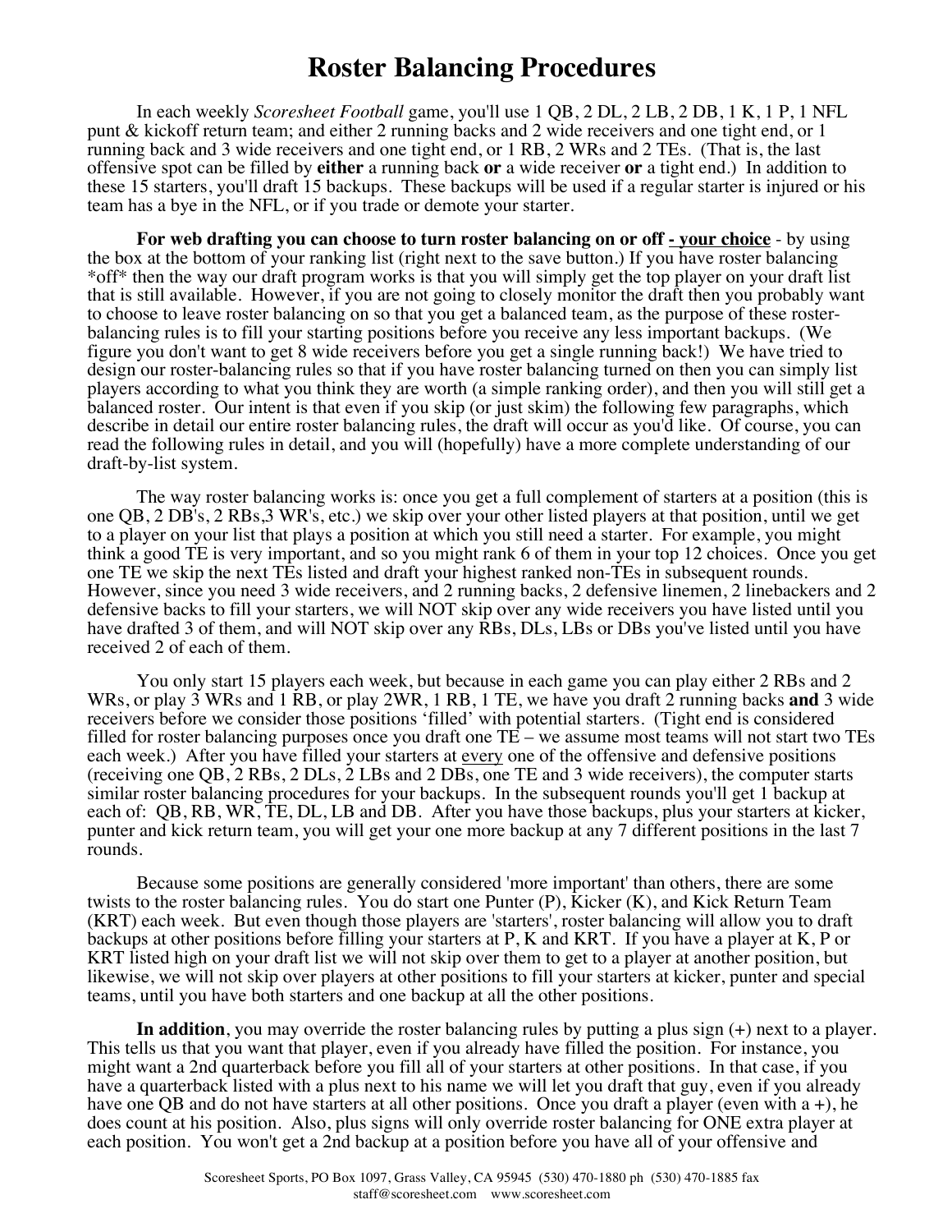# Roster Balancing Procedures

In each weekly *Scoresheet Football* game, you'll use 1 QB, 2 DL, 2 LB, 2 DB, 1 K, 1 P, 1 NFL punt & kickoff return team; and either 2 running backs and 2 wide receivers and one tight end, or 1 running back and 3 wide receivers and one tight end, or 1 RB, 2 WRs and 2 TEs. (That is, the last offensive spot can be filled by **either** a running back **or** a wide receiver **or** a tight end.) In addition to these 15 starters, you'll draft 15 backups. These backups will be used if a regular starter is injured or his team has a bye in the NFL, or if you trade or demote your starter.

**For web drafting you can choose to turn roster balancing on or off <u>- your choice</u>** - by using the box at the bottom of your ranking list (right next to the save button.) If you have roster balancing *off* then the way our draft program works is that you will simply get the top player on your draft list that is still available. However, if you are not going to closely monitor the draft then you probably want to choose to leave roster balancing on so that you get a balanced team, as the purpose of these roster-balancing rules is to fill your starting positions before you receive any less important backups. (We figure you don't want to get 8 wide receivers before you get a single running back!) We have tried to design our roster-balancing rules so that if you have roster balancing turned on then you can simply list players according to what you think they are worth (a simple ranking order), and then you will still get a balanced roster. Our intent is that even if you skip (or just skim) the following few paragraphs, which describe in detail our entire roster balancing rules, the draft will occur as you'd like. Of course, you can read the following rules in detail, and you will (hopefully) have a more complete understanding of our draft-by-list system.

The way roster balancing works is: once you get a full complement of starters at a position (this is one QB, 2 DB's, 2 RBs,3 WR's, etc.) we skip over your other listed players at that position, until we get to a player on your list that plays a position at which you still need a starter. For example, you might think a good TE is very important, and so you might rank 6 of them in your top 12 choices. Once you get one TE we skip the next TEs listed and draft your highest ranked non-TEs in subsequent rounds. However, since you need 3 wide receivers, and 2 running backs, 2 defensive linemen, 2 linebackers and 2 defensive backs to fill your starters, we will NOT skip over any wide receivers you have listed until you have drafted 3 of them, and will NOT skip over any RBs, DLs, LBs or DBs you've listed until you have received 2 of each of them.

You only start 15 players each week, but because in each game you can play either 2 RBs and 2 WRs, or play 3 WRs and 1 RB, or play 2WR, 1 RB, 1 TE, we have you draft 2 running backs **and** 3 wide receivers before we consider those positions 'filled' with potential starters. (Tight end is considered filled for roster balancing purposes once you draft one TE – we assume most teams will not start two TEs each week.) After you have filled your starters at <u>every</u> one of the offensive and defensive positions (receiving one QB, 2 RBs, 2 DLs, 2 LBs and 2 DBs, one TE and 3 wide receivers), the computer starts similar roster balancing procedures for your backups. In the subsequent rounds you'll get 1 backup at each of: QB, RB, WR, TE, DL, LB and DB. After you have those backups, plus your starters at kicker, punter and kick return team, you will get your one more backup at any 7 different positions in the last 7 rounds.

Because some positions are generally considered 'more important' than others, there are some twists to the roster balancing rules. You do start one Punter (P), Kicker (K), and Kick Return Team (KRT) each week. But even though those players are 'starters', roster balancing will allow you to draft backups at other positions before filling your starters at P, K and KRT. If you have a player at K, P or KRT listed high on your draft list we will not skip over them to get to a player at another position, but likewise, we will not skip over players at other positions to fill your starters at kicker, punter and special teams, until you have both starters and one backup at all the other positions.

**In addition**, you may override the roster balancing rules by putting a plus sign (+) next to a player. This tells us that you want that player, even if you already have filled the position. For instance, you might want a 2nd quarterback before you fill all of your starters at other positions. In that case, if you have a quarterback listed with a plus next to his name we will let you draft that guy, even if you already have one QB and do not have starters at all other positions. Once you draft a player (even with a +), he does count at his position. Also, plus signs will only override roster balancing for ONE extra player at each position. You won't get a 2nd backup at a position before you have all of your offensive and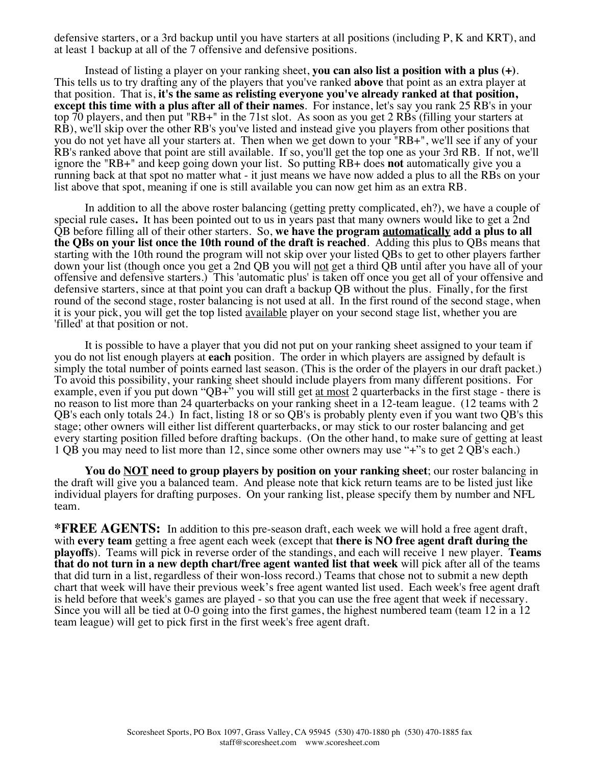defensive starters, or a 3rd backup until you have starters at all positions (including P, K and KRT), and at least 1 backup at all of the 7 offensive and defensive positions.

Instead of listing a player on your ranking sheet, **you can also list a position with a plus (+)**. This tells us to try drafting any of the players that you've ranked **above** that point as an extra player at that position. That is, **it's the same as relisting everyone you've already ranked at that position, except this time with a plus after all of their names**. For instance, let's say you rank 25 RB's in your top 70 players, and then put "RB+" in the 71st slot. As soon as you get 2 RBs (filling your starters at RB), we'll skip over the other RB's you've listed and instead give you players from other positions that you do not yet have all your starters at. Then when we get down to your "RB+", we'll see if any of your RB's ranked above that point are still available. If so, you'll get the top one as your 3rd RB. If not, we'll ignore the "RB+" and keep going down your list. So putting RB+ does **not** automatically give you a running back at that spot no matter what - it just means we have now added a plus to all the RBs on your list above that spot, meaning if one is still available you can now get him as an extra RB.

In addition to all the above roster balancing (getting pretty complicated, eh?), we have a couple of special rule cases**.** It has been pointed out to us in years past that many owners would like to get a 2nd QB before filling all of their other starters. So, **we have the program <u>automatically</u> add a plus to all the QBs on your list once the 10th round of the draft is reached**. Adding this plus to QBs means that starting with the 10th round the program will not skip over your listed QBs to get to other players farther down your list (though once you get a 2nd QB you will <u>not</u> get a third QB until after you have all of your offensive and defensive starters.) This 'automatic plus' is taken off once you get all of your offensive and defensive starters, since at that point you can draft a backup QB without the plus. Finally, for the first round of the second stage, roster balancing is not used at all. In the first round of the second stage, when it is your pick, you will get the top listed <u>available</u> player on your second stage list, whether you are 'filled' at that position or not.

It is possible to have a player that you did not put on your ranking sheet assigned to your team if you do not list enough players at **each** position. The order in which players are assigned by default is simply the total number of points earned last season. (This is the order of the players in our draft packet.) To avoid this possibility, your ranking sheet should include players from many different positions. For example, even if you put down "QB+" you will still get <u>at most</u> 2 quarterbacks in the first stage - there is no reason to list more than 24 quarterbacks on your ranking sheet in a 12-team league. (12 teams with 2 QB's each only totals 24.) In fact, listing 18 or so QB's is probably plenty even if you want two QB's this stage; other owners will either list different quarterbacks, or may stick to our roster balancing and get every starting position filled before drafting backups. (On the other hand, to make sure of getting at least 1 QB you may need to list more than 12, since some other owners may use "+"s to get 2 QB's each.)

**You do <u>NOT</u> need to group players by position on your ranking sheet**; our roster balancing in the draft will give you a balanced team. And please note that kick return teams are to be listed just like individual players for drafting purposes. On your ranking list, please specify them by number and NFL team.

**\*FREE AGENTS:** In addition to this pre-season draft, each week we will hold a free agent draft, with **every team** getting a free agent each week (except that **there is NO free agent draft during the playoffs**). Teams will pick in reverse order of the standings, and each will receive 1 new player. **Teams that do not turn in a new depth chart/free agent wanted list that week** will pick after all of the teams that did turn in a list, regardless of their won-loss record.) Teams that chose not to submit a new depth chart that week will have their previous week's free agent wanted list used. Each week's free agent draft is held before that week's games are played - so that you can use the free agent that week if necessary. Since you will all be tied at 0-0 going into the first games, the highest numbered team (team 12 in a 12 team league) will get to pick first in the first week's free agent draft.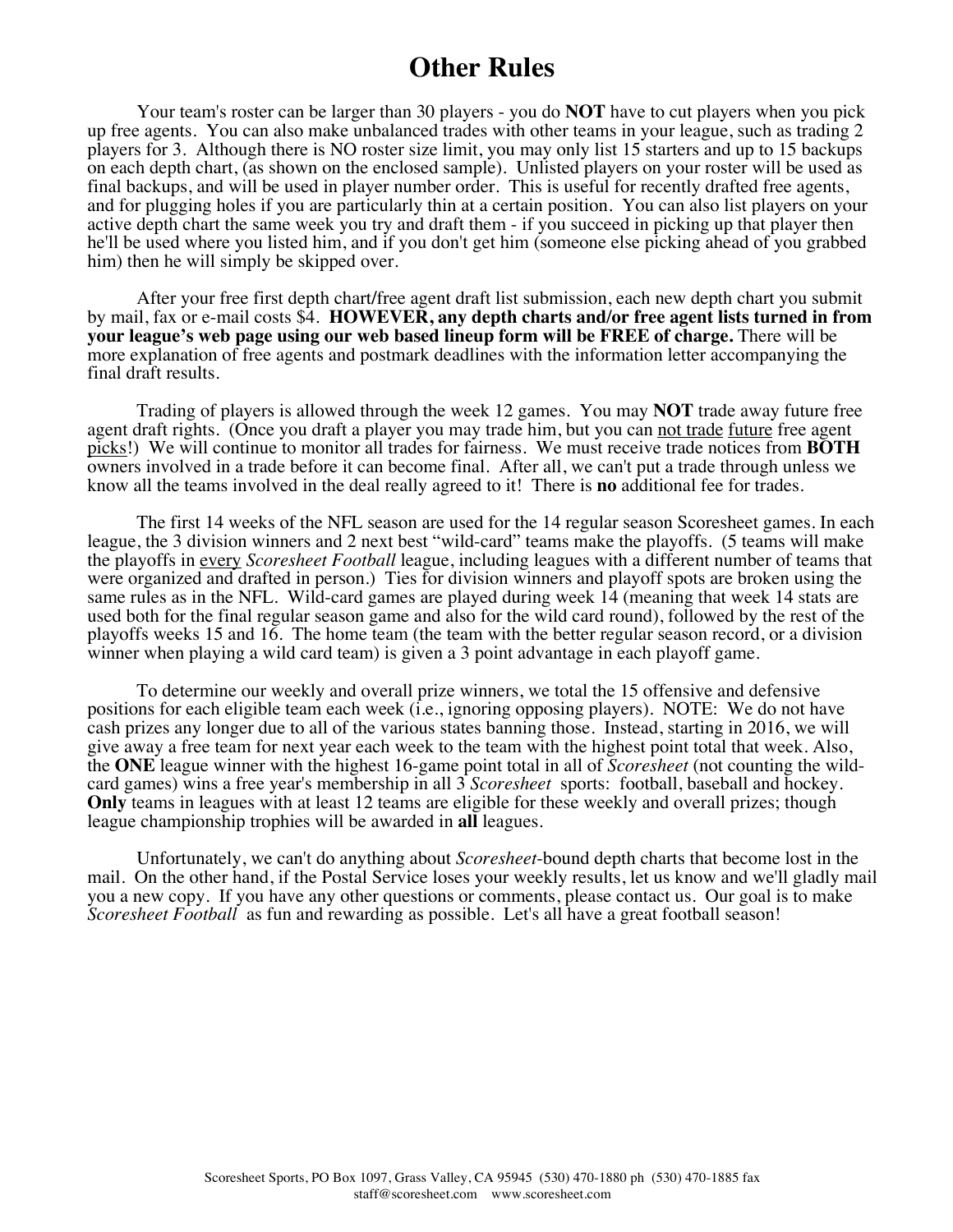# Other Rules

Your team's roster can be larger than 30 players - you do **NOT** have to cut players when you pick up free agents. You can also make unbalanced trades with other teams in your league, such as trading 2 players for 3. Although there is NO roster size limit, you may only list 15 starters and up to 15 backups on each depth chart, (as shown on the enclosed sample). Unlisted players on your roster will be used as final backups, and will be used in player number order. This is useful for recently drafted free agents, and for plugging holes if you are particularly thin at a certain position. You can also list players on your active depth chart the same week you try and draft them - if you succeed in picking up that player then he'll be used where you listed him, and if you don't get him (someone else picking ahead of you grabbed him) then he will simply be skipped over.

After your free first depth chart/free agent draft list submission, each new depth chart you submit by mail, fax or e-mail costs $4. **HOWEVER, any depth charts and/or free agent lists turned in from your league's web page using our web based lineup form will be FREE of charge.** There will be more explanation of free agents and postmark deadlines with the information letter accompanying the final draft results.

Trading of players is allowed through the week 12 games. You may **NOT** trade away future free agent draft rights. (Once you draft a player you may trade him, but you can not trade future free agent picks!) We will continue to monitor all trades for fairness. We must receive trade notices from **BOTH** owners involved in a trade before it can become final. After all, we can't put a trade through unless we know all the teams involved in the deal really agreed to it! There is **no** additional fee for trades.

The first 14 weeks of the NFL season are used for the 14 regular season Scoresheet games. In each league, the 3 division winners and 2 next best "wild-card" teams make the playoffs. (5 teams will make the playoffs in every *Scoresheet Football* league, including leagues with a different number of teams that were organized and drafted in person.) Ties for division winners and playoff spots are broken using the same rules as in the NFL. Wild-card games are played during week 14 (meaning that week 14 stats are used both for the final regular season game and also for the wild card round), followed by the rest of the playoffs weeks 15 and 16. The home team (the team with the better regular season record, or a division winner when playing a wild card team) is given a 3 point advantage in each playoff game.

To determine our weekly and overall prize winners, we total the 15 offensive and defensive positions for each eligible team each week (i.e., ignoring opposing players). NOTE: We do not have cash prizes any longer due to all of the various states banning those. Instead, starting in 2016, we will give away a free team for next year each week to the team with the highest point total that week. Also, the **ONE** league winner with the highest 16-game point total in all of *Scoresheet* (not counting the wild-card games) wins a free year's membership in all 3 *Scoresheet* sports: football, baseball and hockey. **Only** teams in leagues with at least 12 teams are eligible for these weekly and overall prizes; though league championship trophies will be awarded in **all** leagues.

Unfortunately, we can't do anything about *Scoresheet*-bound depth charts that become lost in the mail. On the other hand, if the Postal Service loses your weekly results, let us know and we'll gladly mail you a new copy. If you have any other questions or comments, please contact us. Our goal is to make *Scoresheet Football* as fun and rewarding as possible. Let's all have a great football season!

Scoresheet Sports, PO Box 1097, Grass Valley, CA 95945 (530) 470-1880 ph (530) 470-1885 fax
staff@scoresheet.com www.scoresheet.com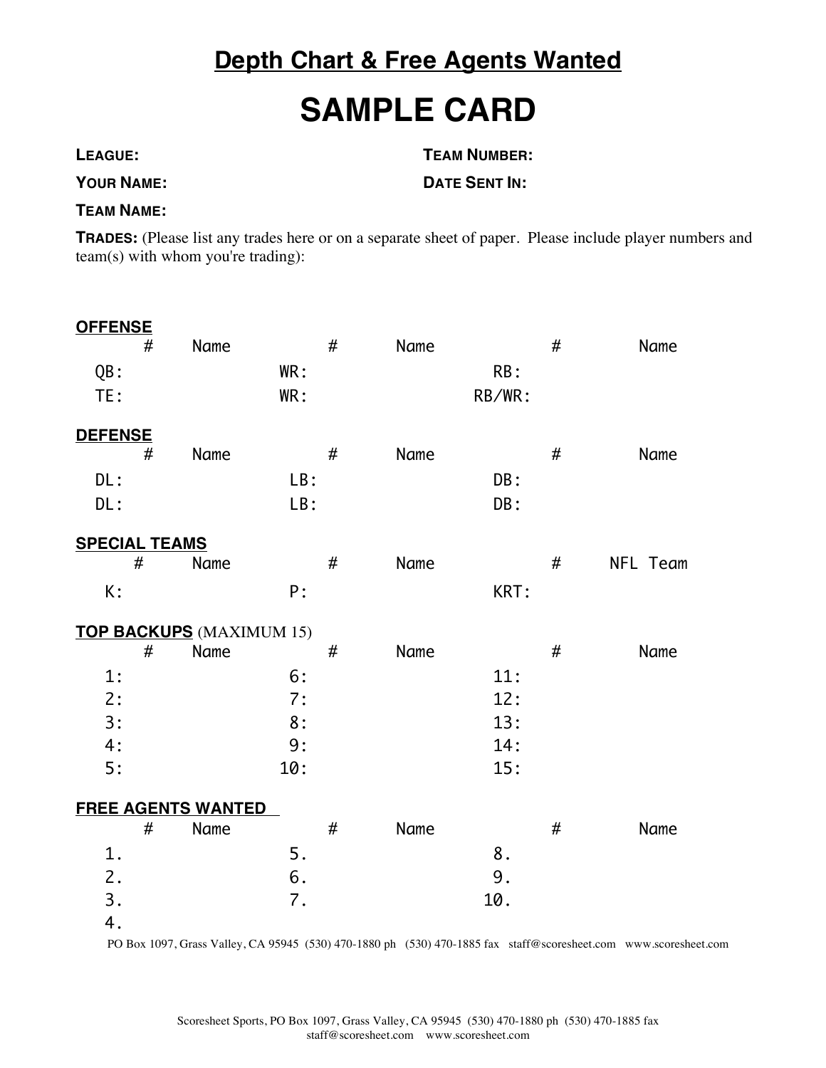# Depth Chart & Free Agents Wanted

# SAMPLE CARD

**LEAGUE:** **TEAM NUMBER:**

**YOUR NAME:** **DATE SENT IN:**

**TEAM NAME:**

**TRADES:** (Please list any trades here or on a separate sheet of paper. Please include player numbers and team(s) with whom you're trading):

**OFFENSE**

| | # | Name | | # | Name | | # | Name |
|---|---|---|---|---|---|---|---|---|
| QB: | | | WR: | | | RB: | | |
| TE: | | | WR: | | | RB/WR: | | |

**DEFENSE**

| | # | Name | | # | Name | | # | Name |
|---|---|---|---|---|---|---|---|---|
| DL: | | | LB: | | | DB: | | |
| DL: | | | LB: | | | DB: | | |

**SPECIAL TEAMS**

| | # | Name | | # | Name | | # | NFL Team |
|---|---|---|---|---|---|---|---|---|
| K: | | | P: | | | KRT: | | |

**TOP BACKUPS** (MAXIMUM 15)

| | # | Name | | # | Name | | # | Name |
|---|---|---|---|---|---|---|---|---|
| 1: | | | 6: | | | 11: | | |
| 2: | | | 7: | | | 12: | | |
| 3: | | | 8: | | | 13: | | |
| 4: | | | 9: | | | 14: | | |
| 5: | | | 10: | | | 15: | | |

**FREE AGENTS WANTED**

| | # | Name | | # | Name | | # | Name |
|---|---|---|---|---|---|---|---|---|
| 1. | | | 5. | | | 8. | | |
| 2. | | | 6. | | | 9. | | |
| 3. | | | 7. | | | 10. | | |
| 4. | | | | | | | | |

PO Box 1097, Grass Valley, CA 95945 (530) 470-1880 ph (530) 470-1885 fax staff@scoresheet.com www.scoresheet.com